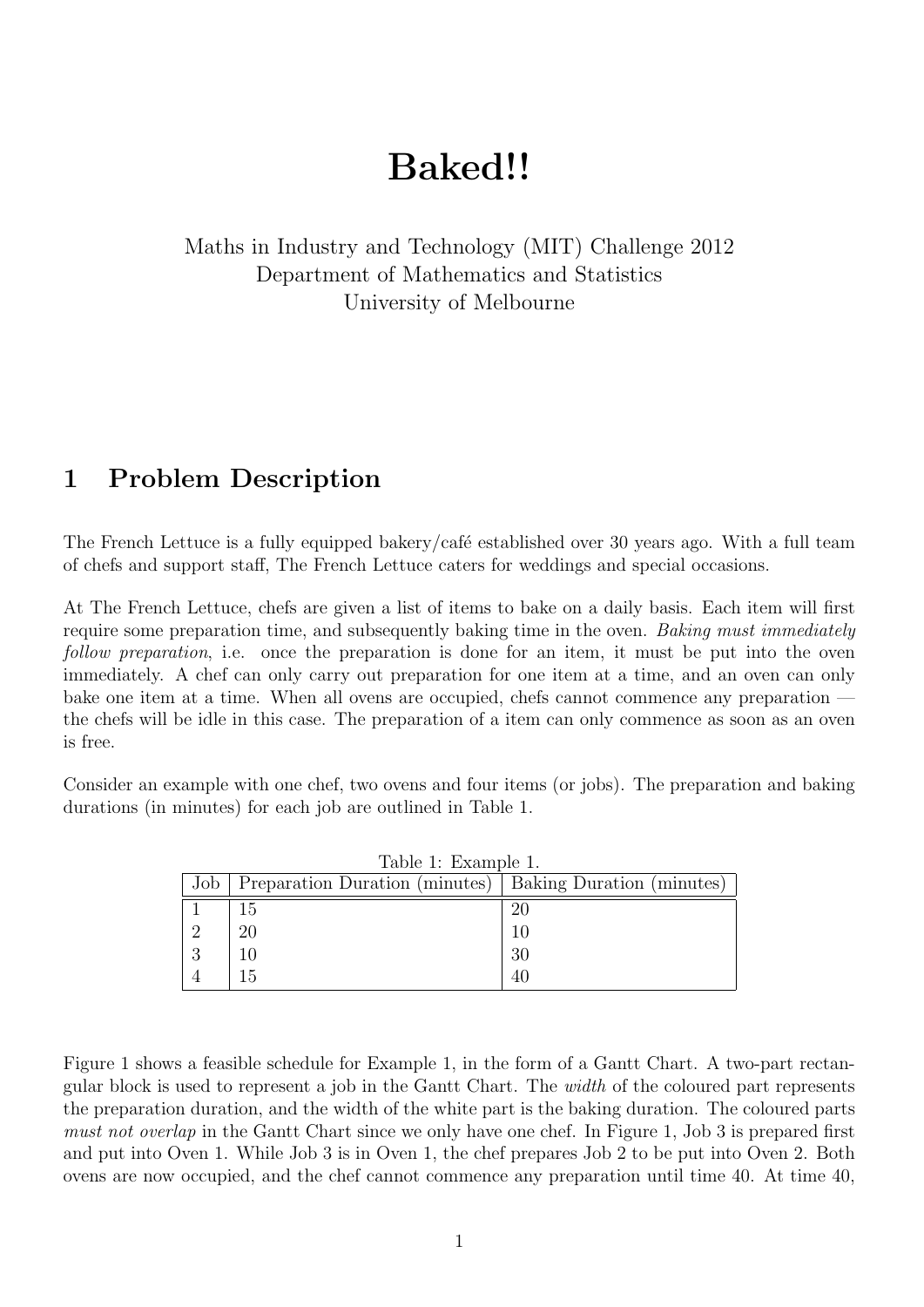# Baked!!

Maths in Industry and Technology (MIT) Challenge 2012
Department of Mathematics and Statistics
University of Melbourne

## 1 Problem Description

The French Lettuce is a fully equipped bakery/café established over 30 years ago. With a full team of chefs and support staff, The French Lettuce caters for weddings and special occasions.

At The French Lettuce, chefs are given a list of items to bake on a daily basis. Each item will first require some preparation time, and subsequently baking time in the oven. *Baking must immediately follow preparation*, i.e. once the preparation is done for an item, it must be put into the oven immediately. A chef can only carry out preparation for one item at a time, and an oven can only bake one item at a time. When all ovens are occupied, chefs cannot commence any preparation — the chefs will be idle in this case. The preparation of a item can only commence as soon as an oven is free.

Consider an example with one chef, two ovens and four items (or jobs). The preparation and baking durations (in minutes) for each job are outlined in Table 1.

Table 1: Example 1.

| Job | Preparation Duration (minutes) | Baking Duration (minutes) |
|---|---|---|
| 1 | 15 | 20 |
| 2 | 20 | 10 |
| 3 | 10 | 30 |
| 4 | 15 | 40 |

Figure 1 shows a feasible schedule for Example 1, in the form of a Gantt Chart. A two-part rectangular block is used to represent a job in the Gantt Chart. The *width* of the coloured part represents the preparation duration, and the width of the white part is the baking duration. The coloured parts *must not overlap* in the Gantt Chart since we only have one chef. In Figure 1, Job 3 is prepared first and put into Oven 1. While Job 3 is in Oven 1, the chef prepares Job 2 to be put into Oven 2. Both ovens are now occupied, and the chef cannot commence any preparation until time 40. At time 40,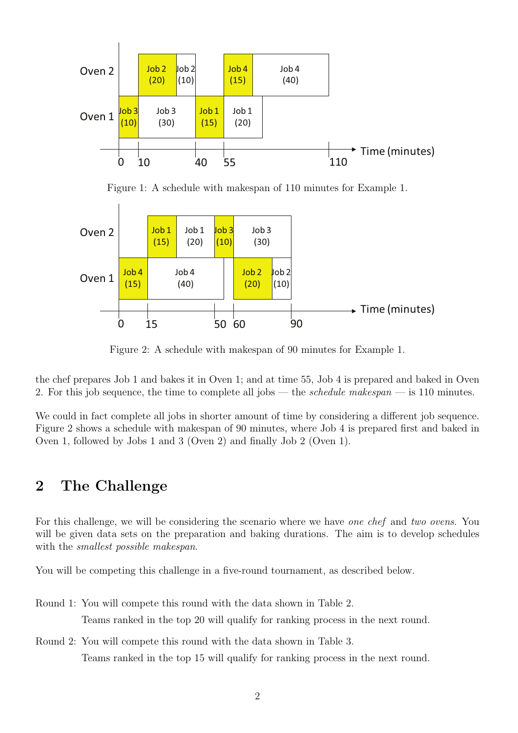Figure 1: A schedule with makespan of 110 minutes for Example 1.

Figure 2: A schedule with makespan of 90 minutes for Example 1.

the chef prepares Job 1 and bakes it in Oven 1; and at time 55, Job 4 is prepared and baked in Oven 2. For this job sequence, the time to complete all jobs — the *schedule makespan* — is 110 minutes.

We could in fact complete all jobs in shorter amount of time by considering a different job sequence. Figure 2 shows a schedule with makespan of 90 minutes, where Job 4 is prepared first and baked in Oven 1, followed by Jobs 1 and 3 (Oven 2) and finally Job 2 (Oven 1).

## 2 The Challenge

For this challenge, we will be considering the scenario where we have *one chef* and *two ovens*. You will be given data sets on the preparation and baking durations. The aim is to develop schedules with the *smallest possible makespan*.

You will be competing this challenge in a five-round tournament, as described below.

Round 1: You will compete this round with the data shown in Table 2.
Teams ranked in the top 20 will qualify for ranking process in the next round.

Round 2: You will compete this round with the data shown in Table 3.
Teams ranked in the top 15 will qualify for ranking process in the next round.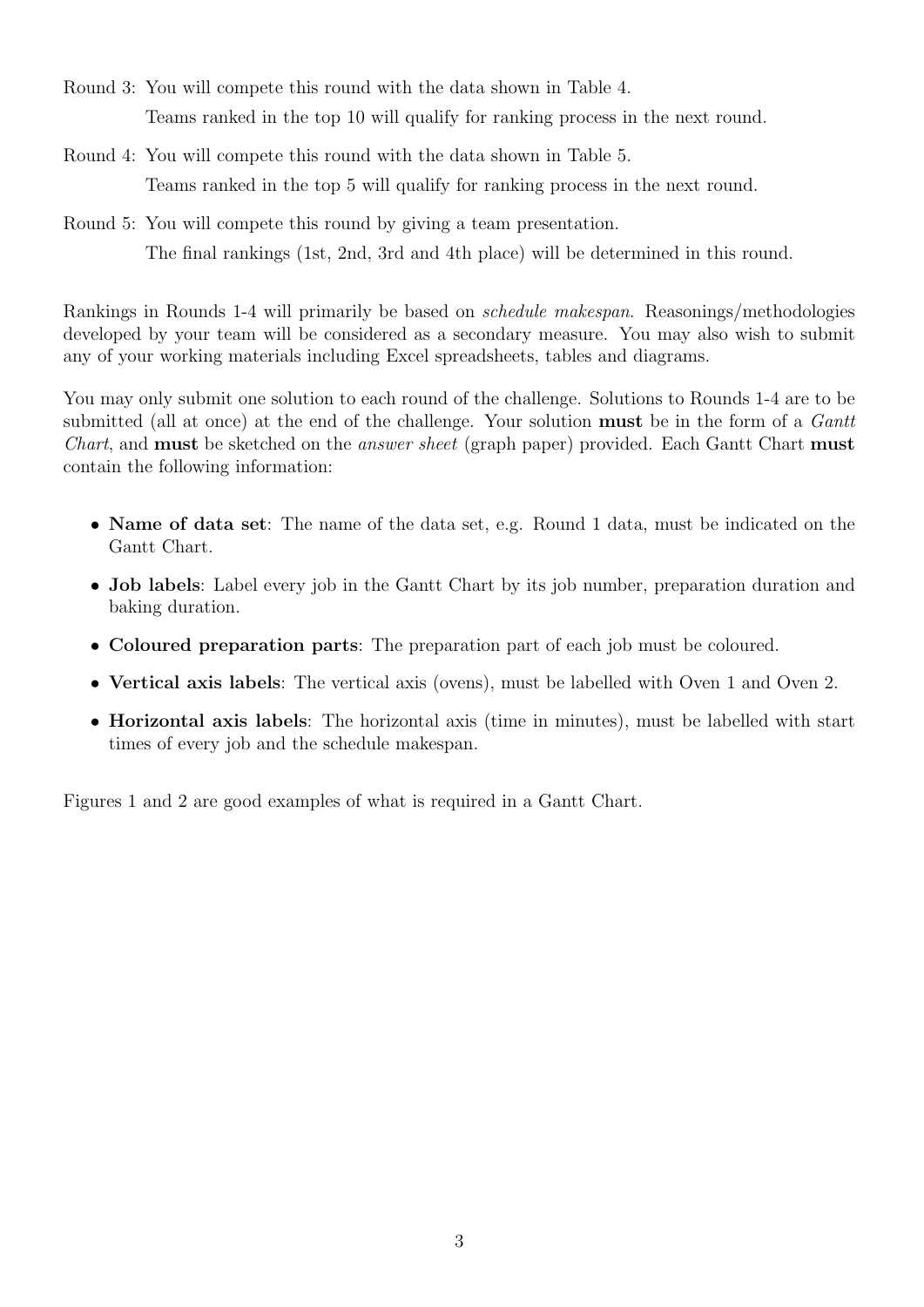Round 3: You will compete this round with the data shown in Table 4.
Teams ranked in the top 10 will qualify for ranking process in the next round.

Round 4: You will compete this round with the data shown in Table 5.
Teams ranked in the top 5 will qualify for ranking process in the next round.

Round 5: You will compete this round by giving a team presentation.
The final rankings (1st, 2nd, 3rd and 4th place) will be determined in this round.

Rankings in Rounds 1-4 will primarily be based on *schedule makespan*. Reasonings/methodologies developed by your team will be considered as a secondary measure. You may also wish to submit any of your working materials including Excel spreadsheets, tables and diagrams.

You may only submit one solution to each round of the challenge. Solutions to Rounds 1-4 are to be submitted (all at once) at the end of the challenge. Your solution **must** be in the form of a *Gantt Chart*, and **must** be sketched on the *answer sheet* (graph paper) provided. Each Gantt Chart **must** contain the following information:

- **Name of data set**: The name of the data set, e.g. Round 1 data, must be indicated on the Gantt Chart.
- **Job labels**: Label every job in the Gantt Chart by its job number, preparation duration and baking duration.
- **Coloured preparation parts**: The preparation part of each job must be coloured.
- **Vertical axis labels**: The vertical axis (ovens), must be labelled with Oven 1 and Oven 2.
- **Horizontal axis labels**: The horizontal axis (time in minutes), must be labelled with start times of every job and the schedule makespan.

Figures 1 and 2 are good examples of what is required in a Gantt Chart.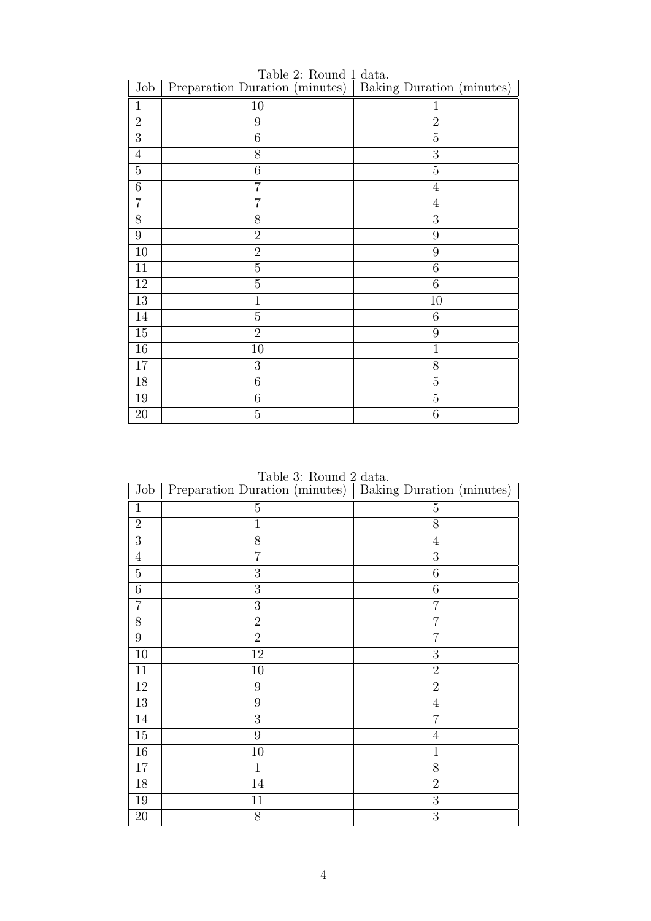Table 2: Round 1 data.

| Job | Preparation Duration (minutes) | Baking Duration (minutes) |
| --- | --- | --- |
| 1 | 10 | 1 |
| 2 | 9 | 2 |
| 3 | 6 | 5 |
| 4 | 8 | 3 |
| 5 | 6 | 5 |
| 6 | 7 | 4 |
| 7 | 7 | 4 |
| 8 | 8 | 3 |
| 9 | 2 | 9 |
| 10 | 2 | 9 |
| 11 | 5 | 6 |
| 12 | 5 | 6 |
| 13 | 1 | 10 |
| 14 | 5 | 6 |
| 15 | 2 | 9 |
| 16 | 10 | 1 |
| 17 | 3 | 8 |
| 18 | 6 | 5 |
| 19 | 6 | 5 |
| 20 | 5 | 6 |

Table 3: Round 2 data.

| Job | Preparation Duration (minutes) | Baking Duration (minutes) |
| --- | --- | --- |
| 1 | 5 | 5 |
| 2 | 1 | 8 |
| 3 | 8 | 4 |
| 4 | 7 | 3 |
| 5 | 3 | 6 |
| 6 | 3 | 6 |
| 7 | 3 | 7 |
| 8 | 2 | 7 |
| 9 | 2 | 7 |
| 10 | 12 | 3 |
| 11 | 10 | 2 |
| 12 | 9 | 2 |
| 13 | 9 | 4 |
| 14 | 3 | 7 |
| 15 | 9 | 4 |
| 16 | 10 | 1 |
| 17 | 1 | 8 |
| 18 | 14 | 2 |
| 19 | 11 | 3 |
| 20 | 8 | 3 |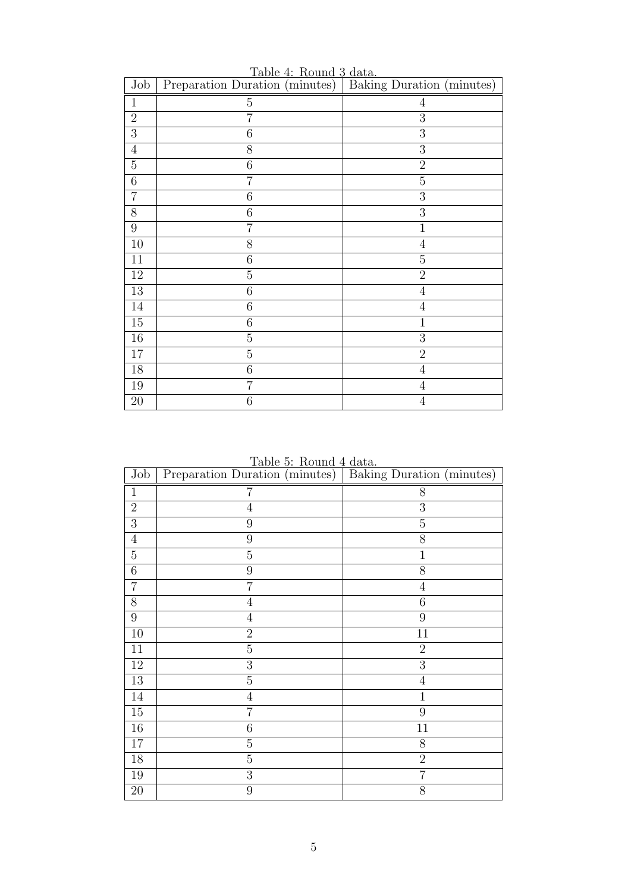Table 4: Round 3 data.

| Job | Preparation Duration (minutes) | Baking Duration (minutes) |
|---|---|---|
| 1 | 5 | 4 |
| 2 | 7 | 3 |
| 3 | 6 | 3 |
| 4 | 8 | 3 |
| 5 | 6 | 2 |
| 6 | 7 | 5 |
| 7 | 6 | 3 |
| 8 | 6 | 3 |
| 9 | 7 | 1 |
| 10 | 8 | 4 |
| 11 | 6 | 5 |
| 12 | 5 | 2 |
| 13 | 6 | 4 |
| 14 | 6 | 4 |
| 15 | 6 | 1 |
| 16 | 5 | 3 |
| 17 | 5 | 2 |
| 18 | 6 | 4 |
| 19 | 7 | 4 |
| 20 | 6 | 4 |

Table 5: Round 4 data.

| Job | Preparation Duration (minutes) | Baking Duration (minutes) |
|---|---|---|
| 1 | 7 | 8 |
| 2 | 4 | 3 |
| 3 | 9 | 5 |
| 4 | 9 | 8 |
| 5 | 5 | 1 |
| 6 | 9 | 8 |
| 7 | 7 | 4 |
| 8 | 4 | 6 |
| 9 | 4 | 9 |
| 10 | 2 | 11 |
| 11 | 5 | 2 |
| 12 | 3 | 3 |
| 13 | 5 | 4 |
| 14 | 4 | 1 |
| 15 | 7 | 9 |
| 16 | 6 | 11 |
| 17 | 5 | 8 |
| 18 | 5 | 2 |
| 19 | 3 | 7 |
| 20 | 9 | 8 |